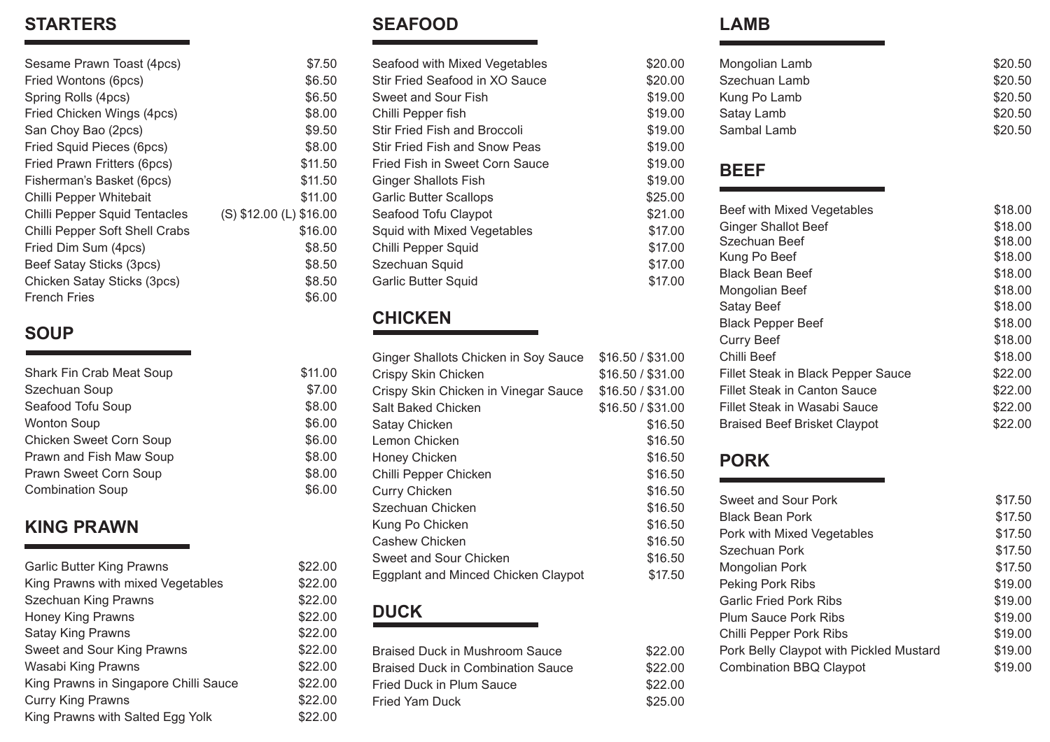## STARTERS

| Item | Price |
|---|---|
| Sesame Prawn Toast (4pcs) | $7.50 |
| Fried Wontons (6pcs) | $6.50 |
| Spring Rolls (4pcs) | $6.50 |
| Fried Chicken Wings (4pcs) | $8.00 |
| San Choy Bao (2pcs) | $9.50 |
| Fried Squid Pieces (6pcs) | $8.00 |
| Fried Prawn Fritters (6pcs) | $11.50 |
| Fisherman's Basket (6pcs) | $11.50 |
| Chilli Pepper Whitebait | $11.00 |
| Chilli Pepper Squid Tentacles | (S) $12.00 (L) $16.00 |
| Chilli Pepper Soft Shell Crabs | $16.00 |
| Fried Dim Sum (4pcs) | $8.50 |
| Beef Satay Sticks (3pcs) | $8.50 |
| Chicken Satay Sticks (3pcs) | $8.50 |
| French Fries | $6.00 |

## SOUP

| Item | Price |
|---|---|
| Shark Fin Crab Meat Soup | $11.00 |
| Szechuan Soup | $7.00 |
| Seafood Tofu Soup | $8.00 |
| Wonton Soup | $6.00 |
| Chicken Sweet Corn Soup | $6.00 |
| Prawn and Fish Maw Soup | $8.00 |
| Prawn Sweet Corn Soup | $8.00 |
| Combination Soup | $6.00 |

## KING PRAWN

| Item | Price |
|---|---|
| Garlic Butter King Prawns | $22.00 |
| King Prawns with mixed Vegetables | $22.00 |
| Szechuan King Prawns | $22.00 |
| Honey King Prawns | $22.00 |
| Satay King Prawns | $22.00 |
| Sweet and Sour King Prawns | $22.00 |
| Wasabi King Prawns | $22.00 |
| King Prawns in Singapore Chilli Sauce | $22.00 |
| Curry King Prawns | $22.00 |
| King Prawns with Salted Egg Yolk | $22.00 |

## SEAFOOD

| Item | Price |
|---|---|
| Seafood with Mixed Vegetables | $20.00 |
| Stir Fried Seafood in XO Sauce | $20.00 |
| Sweet and Sour Fish | $19.00 |
| Chilli Pepper fish | $19.00 |
| Stir Fried Fish and Broccoli | $19.00 |
| Stir Fried Fish and Snow Peas | $19.00 |
| Fried Fish in Sweet Corn Sauce | $19.00 |
| Ginger Shallots Fish | $19.00 |
| Garlic Butter Scallops | $25.00 |
| Seafood Tofu Claypot | $21.00 |
| Squid with Mixed Vegetables | $17.00 |
| Chilli Pepper Squid | $17.00 |
| Szechuan Squid | $17.00 |
| Garlic Butter Squid | $17.00 |

## CHICKEN

| Item | Price |
|---|---|
| Ginger Shallots Chicken in Soy Sauce | $16.50 / $31.00 |
| Crispy Skin Chicken | $16.50 / $31.00 |
| Crispy Skin Chicken in Vinegar Sauce | $16.50 / $31.00 |
| Salt Baked Chicken | $16.50 / $31.00 |
| Satay Chicken | $16.50 |
| Lemon Chicken | $16.50 |
| Honey Chicken | $16.50 |
| Chilli Pepper Chicken | $16.50 |
| Curry Chicken | $16.50 |
| Szechuan Chicken | $16.50 |
| Kung Po Chicken | $16.50 |
| Cashew Chicken | $16.50 |
| Sweet and Sour Chicken | $16.50 |
| Eggplant and Minced Chicken Claypot | $17.50 |

## DUCK

| Item | Price |
|---|---|
| Braised Duck in Mushroom Sauce | $22.00 |
| Braised Duck in Combination Sauce | $22.00 |
| Fried Duck in Plum Sauce | $22.00 |
| Fried Yam Duck | $25.00 |

## LAMB

| Item | Price |
|---|---|
| Mongolian Lamb | $20.50 |
| Szechuan Lamb | $20.50 |
| Kung Po Lamb | $20.50 |
| Satay Lamb | $20.50 |
| Sambal Lamb | $20.50 |

## BEEF

| Item | Price |
|---|---|
| Beef with Mixed Vegetables | $18.00 |
| Ginger Shallot Beef | $18.00 |
| Szechuan Beef | $18.00 |
| Kung Po Beef | $18.00 |
| Black Bean Beef | $18.00 |
| Mongolian Beef | $18.00 |
| Satay Beef | $18.00 |
| Black Pepper Beef | $18.00 |
| Curry Beef | $18.00 |
| Chilli Beef | $18.00 |
| Fillet Steak in Black Pepper Sauce | $22.00 |
| Fillet Steak in Canton Sauce | $22.00 |
| Fillet Steak in Wasabi Sauce | $22.00 |
| Braised Beef Brisket Claypot | $22.00 |

## PORK

| Item | Price |
|---|---|
| Sweet and Sour Pork | $17.50 |
| Black Bean Pork | $17.50 |
| Pork with Mixed Vegetables | $17.50 |
| Szechuan Pork | $17.50 |
| Mongolian Pork | $17.50 |
| Peking Pork Ribs | $19.00 |
| Garlic Fried Pork Ribs | $19.00 |
| Plum Sauce Pork Ribs | $19.00 |
| Chilli Pepper Pork Ribs | $19.00 |
| Pork Belly Claypot with Pickled Mustard | $19.00 |
| Combination BBQ Claypot | $19.00 |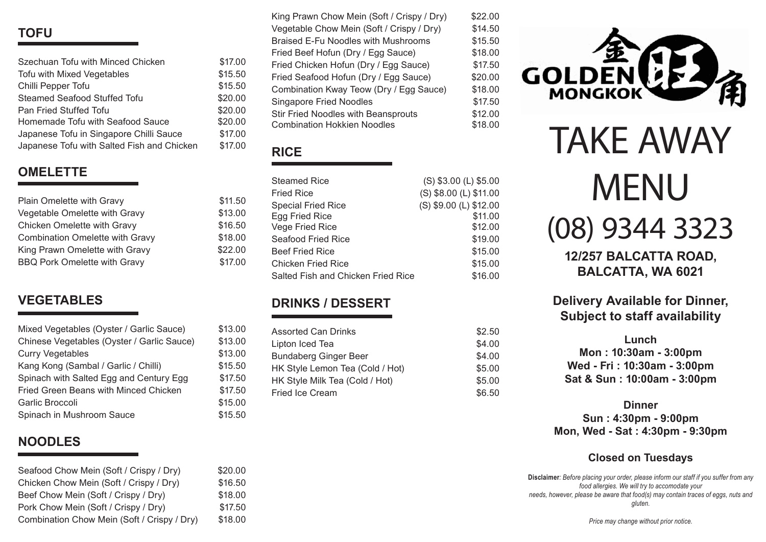## TOFU

| | |
|---|---|
| Szechuan Tofu with Minced Chicken | \$17.00 |
| Tofu with Mixed Vegetables | \$15.50 |
| Chilli Pepper Tofu | \$15.50 |
| Steamed Seafood Stuffed Tofu | \$20.00 |
| Pan Fried Stuffed Tofu | \$20.00 |
| Homemade Tofu with Seafood Sauce | \$20.00 |
| Japanese Tofu in Singapore Chilli Sauce | \$17.00 |
| Japanese Tofu with Salted Fish and Chicken | \$17.00 |

## OMELETTE

| | |
|---|---|
| Plain Omelette with Gravy | \$11.50 |
| Vegetable Omelette with Gravy | \$13.00 |
| Chicken Omelette with Gravy | \$16.50 |
| Combination Omelette with Gravy | \$18.00 |
| King Prawn Omelette with Gravy | \$22.00 |
| BBQ Pork Omelette with Gravy | \$17.00 |

## VEGETABLES

| | |
|---|---|
| Mixed Vegetables (Oyster / Garlic Sauce) | \$13.00 |
| Chinese Vegetables (Oyster / Garlic Sauce) | \$13.00 |
| Curry Vegetables | \$13.00 |
| Kang Kong (Sambal / Garlic / Chilli) | \$15.50 |
| Spinach with Salted Egg and Century Egg | \$17.50 |
| Fried Green Beans with Minced Chicken | \$17.50 |
| Garlic Broccoli | \$15.00 |
| Spinach in Mushroom Sauce | \$15.50 |

## NOODLES

| | |
|---|---|
| Seafood Chow Mein (Soft / Crispy / Dry) | \$20.00 |
| Chicken Chow Mein (Soft / Crispy / Dry) | \$16.50 |
| Beef Chow Mein (Soft / Crispy / Dry) | \$18.00 |
| Pork Chow Mein (Soft / Crispy / Dry) | \$17.50 |
| Combination Chow Mein (Soft / Crispy / Dry) | \$18.00 |
| King Prawn Chow Mein (Soft / Crispy / Dry) | \$22.00 |
| Vegetable Chow Mein (Soft / Crispy / Dry) | \$14.50 |
| Braised E-Fu Noodles with Mushrooms | \$15.50 |
| Fried Beef Hofun (Dry / Egg Sauce) | \$18.00 |
| Fried Chicken Hofun (Dry / Egg Sauce) | \$17.50 |
| Fried Seafood Hofun (Dry / Egg Sauce) | \$20.00 |
| Combination Kway Teow (Dry / Egg Sauce) | \$18.00 |
| Singapore Fried Noodles | \$17.50 |
| Stir Fried Noodles with Beansprouts | \$12.00 |
| Combination Hokkien Noodles | \$18.00 |

## RICE

| | |
|---|---|
| Steamed Rice | (S) \$3.00 (L) \$5.00 |
| Fried Rice | (S) \$8.00 (L) \$11.00 |
| Special Fried Rice | (S) \$9.00 (L) \$12.00 |
| Egg Fried Rice | \$11.00 |
| Vege Fried Rice | \$12.00 |
| Seafood Fried Rice | \$19.00 |
| Beef Fried Rice | \$15.00 |
| Chicken Fried Rice | \$15.00 |
| Salted Fish and Chicken Fried Rice | \$16.00 |

## DRINKS / DESSERT

| | |
|---|---|
| Assorted Can Drinks | \$2.50 |
| Lipton Iced Tea | \$4.00 |
| Bundaberg Ginger Beer | \$4.00 |
| HK Style Lemon Tea (Cold / Hot) | \$5.00 |
| HK Style Milk Tea (Cold / Hot) | \$5.00 |
| Fried Ice Cream | \$6.50 |

GOLDEN 金旺角 MONGKOK

# TAKE AWAY MENU

# (08) 9344 3323

**12/257 BALCATTA ROAD, BALCATTA, WA 6021**

**Delivery Available for Dinner, Subject to staff availability**

**Lunch**
**Mon : 10:30am - 3:00pm**
**Wed - Fri : 10:30am - 3:00pm**
**Sat & Sun : 10:00am - 3:00pm**

**Dinner**
**Sun : 4:30pm - 9:00pm**
**Mon, Wed - Sat : 4:30pm - 9:30pm**

**Closed on Tuesdays**

**Disclaimer**: *Before placing your order, please inform our staff if you suffer from any food allergies. We will try to accomodate your needs, however, please be aware that food(s) may contain traces of eggs, nuts and gluten.*

*Price may change without prior notice.*